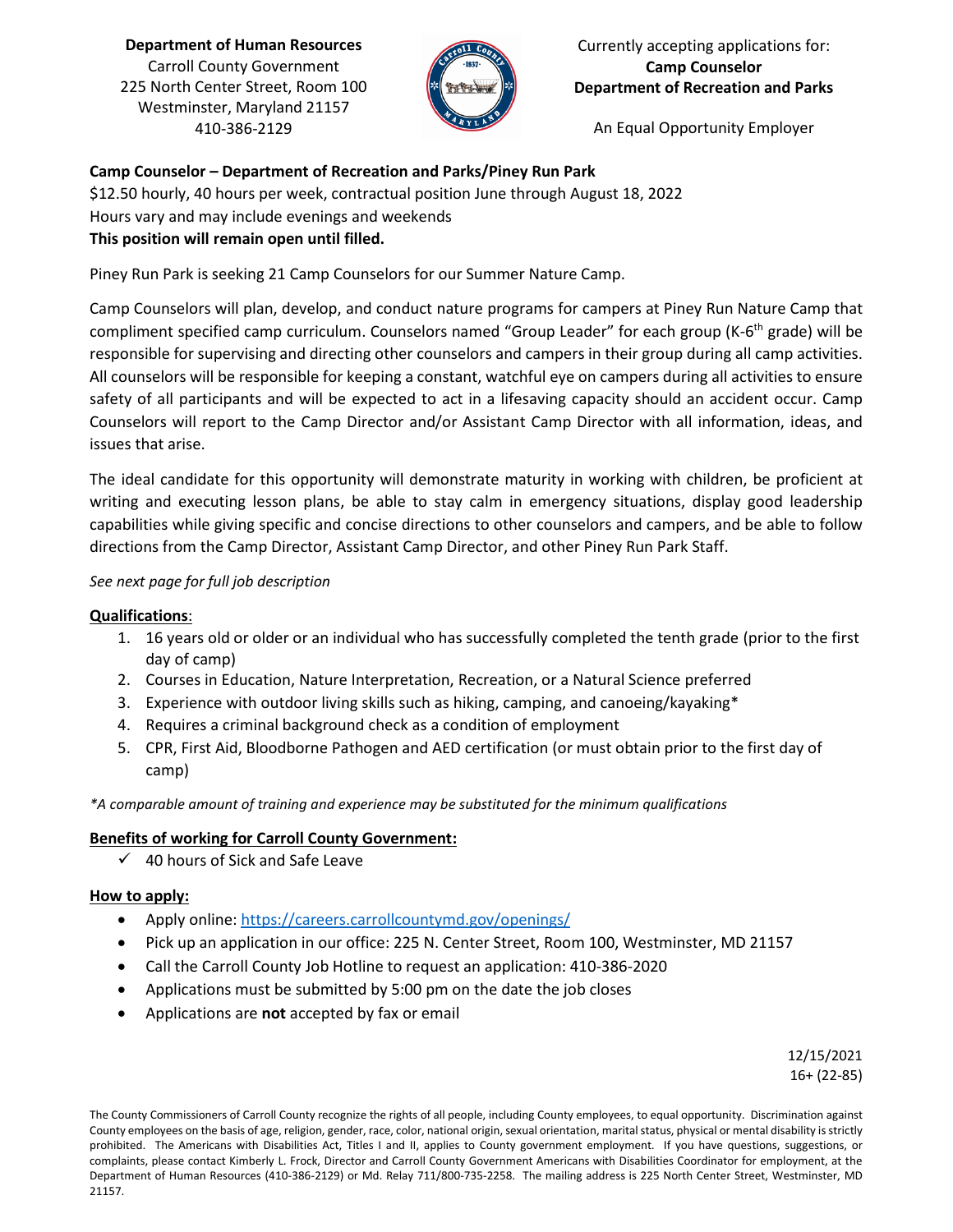**Department of Human Resources**
Carroll County Government
225 North Center Street, Room 100
Westminster, Maryland 21157
410-386-2129

Currently accepting applications for:
**Camp Counselor**
**Department of Recreation and Parks**

An Equal Opportunity Employer

**Camp Counselor – Department of Recreation and Parks/Piney Run Park**
$12.50 hourly, 40 hours per week, contractual position June through August 18, 2022
Hours vary and may include evenings and weekends
**This position will remain open until filled.**

Piney Run Park is seeking 21 Camp Counselors for our Summer Nature Camp.

Camp Counselors will plan, develop, and conduct nature programs for campers at Piney Run Nature Camp that compliment specified camp curriculum. Counselors named "Group Leader" for each group (K-6th grade) will be responsible for supervising and directing other counselors and campers in their group during all camp activities. All counselors will be responsible for keeping a constant, watchful eye on campers during all activities to ensure safety of all participants and will be expected to act in a lifesaving capacity should an accident occur. Camp Counselors will report to the Camp Director and/or Assistant Camp Director with all information, ideas, and issues that arise.

The ideal candidate for this opportunity will demonstrate maturity in working with children, be proficient at writing and executing lesson plans, be able to stay calm in emergency situations, display good leadership capabilities while giving specific and concise directions to other counselors and campers, and be able to follow directions from the Camp Director, Assistant Camp Director, and other Piney Run Park Staff.

*See next page for full job description*

**Qualifications**:

1. 16 years old or older or an individual who has successfully completed the tenth grade (prior to the first day of camp)
2. Courses in Education, Nature Interpretation, Recreation, or a Natural Science preferred
3. Experience with outdoor living skills such as hiking, camping, and canoeing/kayaking*
4. Requires a criminal background check as a condition of employment
5. CPR, First Aid, Bloodborne Pathogen and AED certification (or must obtain prior to the first day of camp)

*\*A comparable amount of training and experience may be substituted for the minimum qualifications*

**Benefits of working for Carroll County Government:**

- ✓ 40 hours of Sick and Safe Leave

**How to apply:**

- Apply online: https://careers.carrollcountymd.gov/openings/
- Pick up an application in our office: 225 N. Center Street, Room 100, Westminster, MD 21157
- Call the Carroll County Job Hotline to request an application: 410-386-2020
- Applications must be submitted by 5:00 pm on the date the job closes
- Applications are **not** accepted by fax or email

12/15/2021
16+ (22-85)

The County Commissioners of Carroll County recognize the rights of all people, including County employees, to equal opportunity. Discrimination against County employees on the basis of age, religion, gender, race, color, national origin, sexual orientation, marital status, physical or mental disability is strictly prohibited. The Americans with Disabilities Act, Titles I and II, applies to County government employment. If you have questions, suggestions, or complaints, please contact Kimberly L. Frock, Director and Carroll County Government Americans with Disabilities Coordinator for employment, at the Department of Human Resources (410-386-2129) or Md. Relay 711/800-735-2258. The mailing address is 225 North Center Street, Westminster, MD 21157.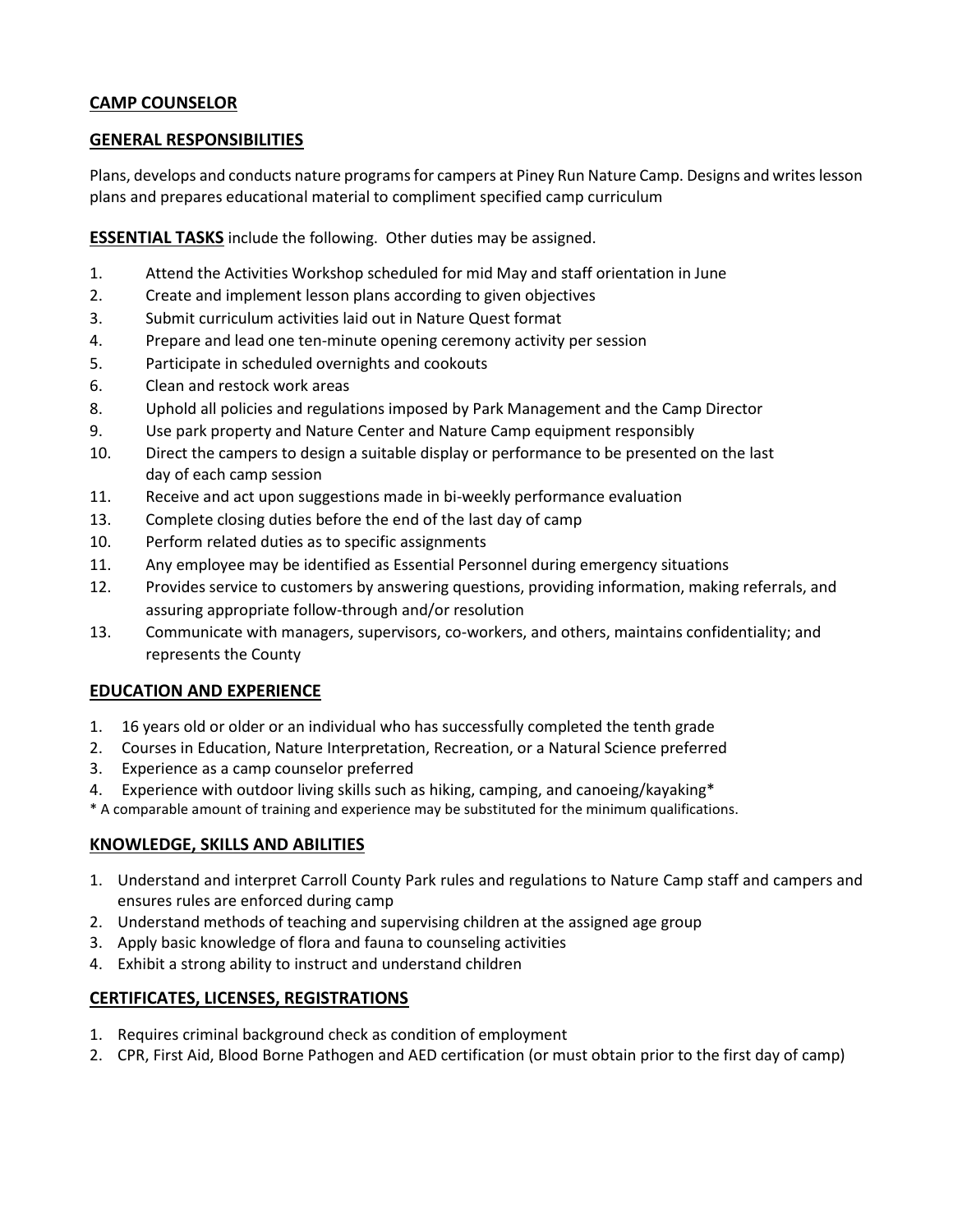## CAMP COUNSELOR

## GENERAL RESPONSIBILITIES

Plans, develops and conducts nature programs for campers at Piney Run Nature Camp. Designs and writes lesson plans and prepares educational material to compliment specified camp curriculum

**ESSENTIAL TASKS** include the following. Other duties may be assigned.

1. Attend the Activities Workshop scheduled for mid May and staff orientation in June
2. Create and implement lesson plans according to given objectives
3. Submit curriculum activities laid out in Nature Quest format
4. Prepare and lead one ten-minute opening ceremony activity per session
5. Participate in scheduled overnights and cookouts
6. Clean and restock work areas
8. Uphold all policies and regulations imposed by Park Management and the Camp Director
9. Use park property and Nature Center and Nature Camp equipment responsibly
10. Direct the campers to design a suitable display or performance to be presented on the last day of each camp session
11. Receive and act upon suggestions made in bi-weekly performance evaluation
13. Complete closing duties before the end of the last day of camp
10. Perform related duties as to specific assignments
11. Any employee may be identified as Essential Personnel during emergency situations
12. Provides service to customers by answering questions, providing information, making referrals, and assuring appropriate follow-through and/or resolution
13. Communicate with managers, supervisors, co-workers, and others, maintains confidentiality; and represents the County

## EDUCATION AND EXPERIENCE

1. 16 years old or older or an individual who has successfully completed the tenth grade
2. Courses in Education, Nature Interpretation, Recreation, or a Natural Science preferred
3. Experience as a camp counselor preferred
4. Experience with outdoor living skills such as hiking, camping, and canoeing/kayaking*

\* A comparable amount of training and experience may be substituted for the minimum qualifications.

## KNOWLEDGE, SKILLS AND ABILITIES

1. Understand and interpret Carroll County Park rules and regulations to Nature Camp staff and campers and ensures rules are enforced during camp
2. Understand methods of teaching and supervising children at the assigned age group
3. Apply basic knowledge of flora and fauna to counseling activities
4. Exhibit a strong ability to instruct and understand children

## CERTIFICATES, LICENSES, REGISTRATIONS

1. Requires criminal background check as condition of employment
2. CPR, First Aid, Blood Borne Pathogen and AED certification (or must obtain prior to the first day of camp)